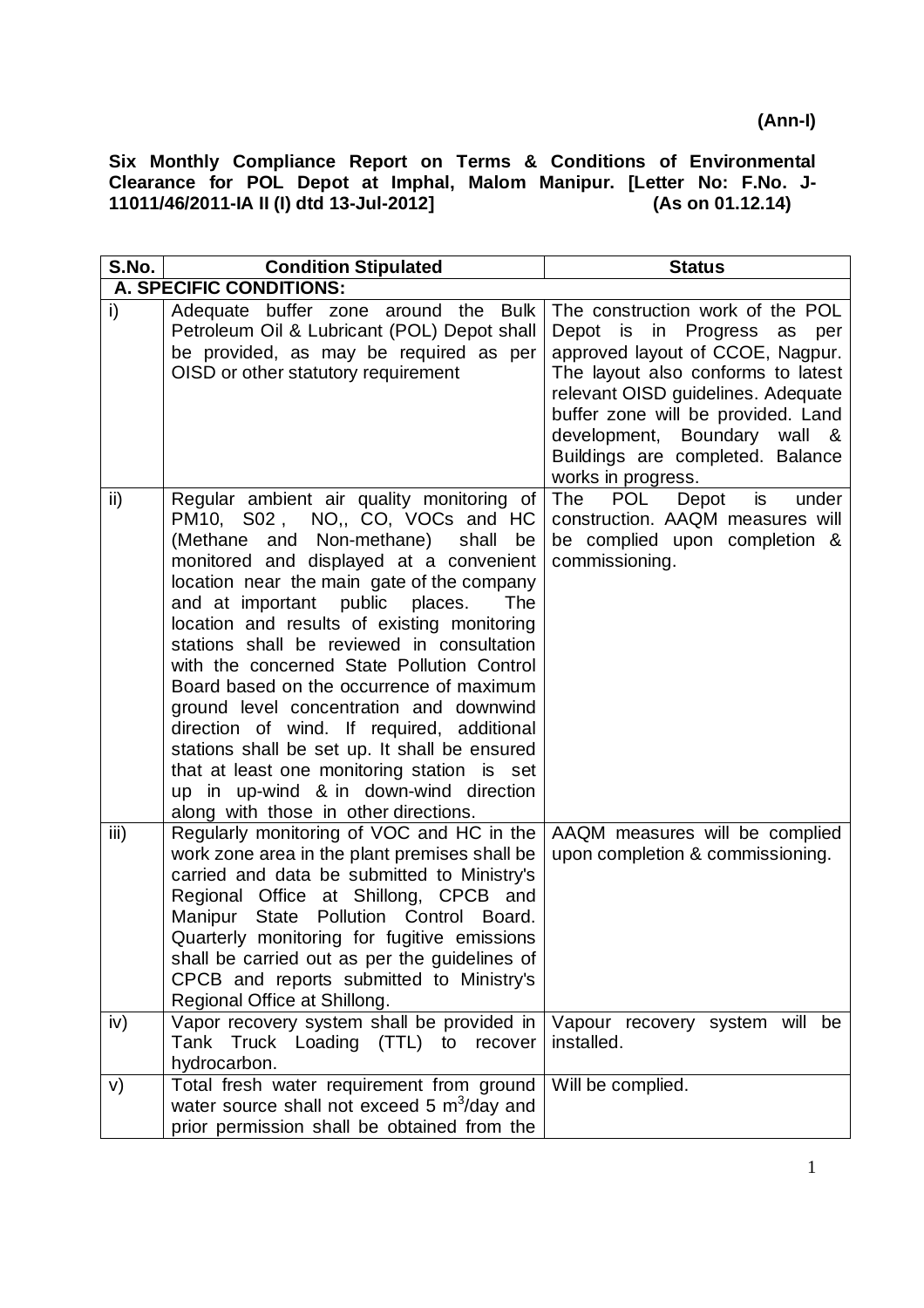**(Ann-I)**

**Six Monthly Compliance Report on Terms & Conditions of Environmental Clearance for POL Depot at Imphal, Malom Manipur. [Letter No: F.No. J-11011/46/2011-IA II (I) dtd 13-Jul-2012] (As on 01.12.14)**

| S.No. | Condition Stipulated | Status |
|---|---|---|
| **A. SPECIFIC CONDITIONS:** | | |
| i) | Adequate buffer zone around the Bulk Petroleum Oil & Lubricant (POL) Depot shall be provided, as may be required as per OISD or other statutory requirement | The construction work of the POL Depot is in Progress as per approved layout of CCOE, Nagpur. The layout also conforms to latest relevant OISD guidelines. Adequate buffer zone will be provided. Land development, Boundary wall & Buildings are completed. Balance works in progress. |
| ii) | Regular ambient air quality monitoring of PM10, S02 , NO,, CO, VOCs and HC (Methane and Non-methane) shall be monitored and displayed at a convenient location near the main gate of the company and at important public places. The location and results of existing monitoring stations shall be reviewed in consultation with the concerned State Pollution Control Board based on the occurrence of maximum ground level concentration and downwind direction of wind. If required, additional stations shall be set up. It shall be ensured that at least one monitoring station is set up in up-wind & in down-wind direction along with those in other directions. | The POL Depot is under construction. AAQM measures will be complied upon completion & commissioning. |
| iii) | Regularly monitoring of VOC and HC in the work zone area in the plant premises shall be carried and data be submitted to Ministry's Regional Office at Shillong, CPCB and Manipur State Pollution Control Board. Quarterly monitoring for fugitive emissions shall be carried out as per the guidelines of CPCB and reports submitted to Ministry's Regional Office at Shillong. | AAQM measures will be complied upon completion & commissioning. |
| iv) | Vapor recovery system shall be provided in Tank Truck Loading (TTL) to recover hydrocarbon. | Vapour recovery system will be installed. |
| v) | Total fresh water requirement from ground water source shall not exceed 5 $m^3$/day and prior permission shall be obtained from the | Will be complied. |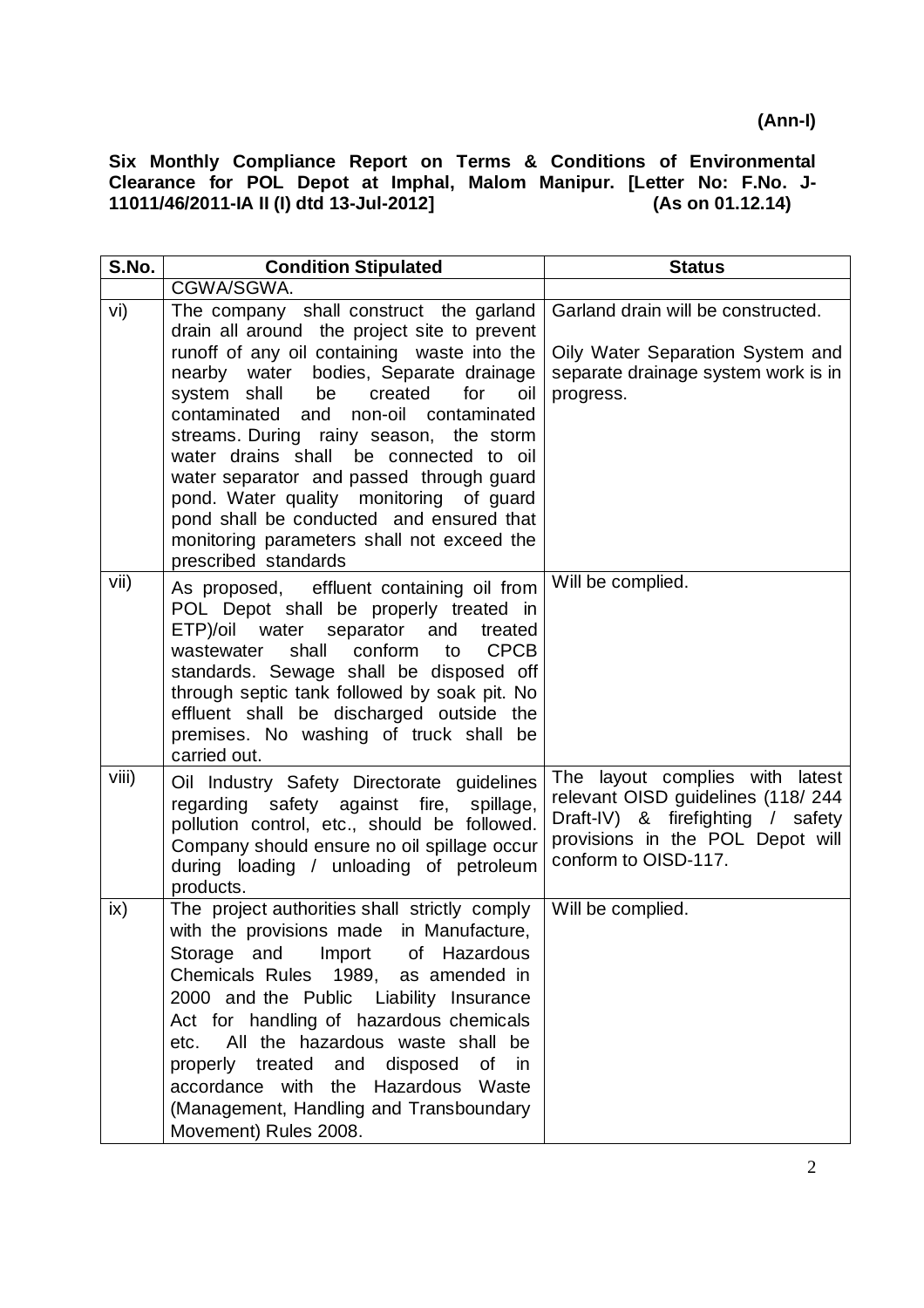**(Ann-I)**

**Six Monthly Compliance Report on Terms & Conditions of Environmental Clearance for POL Depot at Imphal, Malom Manipur. [Letter No: F.No. J-11011/46/2011-IA II (I) dtd 13-Jul-2012] (As on 01.12.14)**

| S.No. | Condition Stipulated | Status |
|---|---|---|
| | CGWA/SGWA. | |
| vi) | The company shall construct the garland drain all around the project site to prevent runoff of any oil containing waste into the nearby water bodies, Separate drainage system shall be created for oil contaminated and non-oil contaminated streams. During rainy season, the storm water drains shall be connected to oil water separator and passed through guard pond. Water quality monitoring of guard pond shall be conducted and ensured that monitoring parameters shall not exceed the prescribed standards | Garland drain will be constructed.<br><br>Oily Water Separation System and separate drainage system work is in progress. |
| vii) | As proposed, effluent containing oil from POL Depot shall be properly treated in ETP)/oil water separator and treated wastewater shall conform to CPCB standards. Sewage shall be disposed off through septic tank followed by soak pit. No effluent shall be discharged outside the premises. No washing of truck shall be carried out. | Will be complied. |
| viii) | Oil Industry Safety Directorate guidelines regarding safety against fire, spillage, pollution control, etc., should be followed. Company should ensure no oil spillage occur during loading / unloading of petroleum products. | The layout complies with latest relevant OISD guidelines (118/ 244 Draft-IV) & firefighting / safety provisions in the POL Depot will conform to OISD-117. |
| ix) | The project authorities shall strictly comply with the provisions made in Manufacture, Storage and Import of Hazardous Chemicals Rules 1989, as amended in 2000 and the Public Liability Insurance Act for handling of hazardous chemicals etc. All the hazardous waste shall be properly treated and disposed of in accordance with the Hazardous Waste (Management, Handling and Transboundary Movement) Rules 2008. | Will be complied. |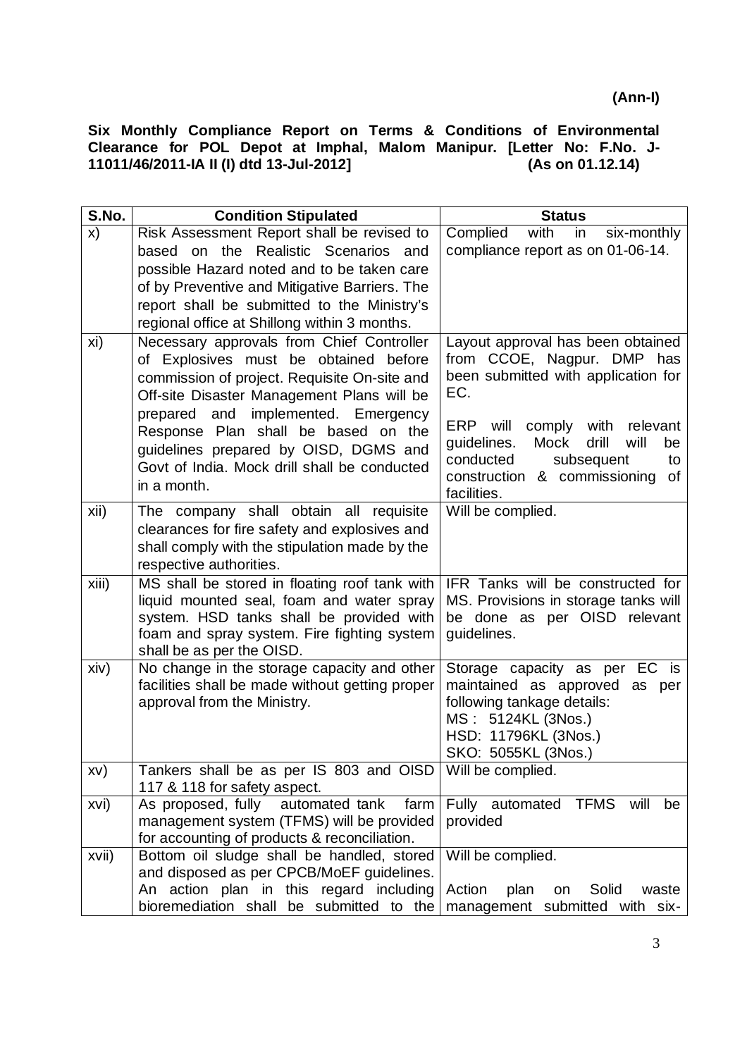**(Ann-I)**

**Six Monthly Compliance Report on Terms & Conditions of Environmental Clearance for POL Depot at Imphal, Malom Manipur. [Letter No: F.No. J-11011/46/2011-IA II (I) dtd 13-Jul-2012] (As on 01.12.14)**

| S.No. | Condition Stipulated | Status |
|---|---|---|
| x) | Risk Assessment Report shall be revised to based on the Realistic Scenarios and possible Hazard noted and to be taken care of by Preventive and Mitigative Barriers. The report shall be submitted to the Ministry's regional office at Shillong within 3 months. | Complied with in six-monthly compliance report as on 01-06-14. |
| xi) | Necessary approvals from Chief Controller of Explosives must be obtained before commission of project. Requisite On-site and Off-site Disaster Management Plans will be prepared and implemented. Emergency Response Plan shall be based on the guidelines prepared by OISD, DGMS and Govt of India. Mock drill shall be conducted in a month. | Layout approval has been obtained from CCOE, Nagpur. DMP has been submitted with application for EC.<br><br>ERP will comply with relevant guidelines. Mock drill will be conducted subsequent to construction & commissioning of facilities. |
| xii) | The company shall obtain all requisite clearances for fire safety and explosives and shall comply with the stipulation made by the respective authorities. | Will be complied. |
| xiii) | MS shall be stored in floating roof tank with liquid mounted seal, foam and water spray system. HSD tanks shall be provided with foam and spray system. Fire fighting system shall be as per the OISD. | IFR Tanks will be constructed for MS. Provisions in storage tanks will be done as per OISD relevant guidelines. |
| xiv) | No change in the storage capacity and other facilities shall be made without getting proper approval from the Ministry. | Storage capacity as per EC is maintained as approved as per following tankage details:<br>MS : 5124KL (3Nos.)<br>HSD: 11796KL (3Nos.)<br>SKO: 5055KL (3Nos.) |
| xv) | Tankers shall be as per IS 803 and OISD 117 & 118 for safety aspect. | Will be complied. |
| xvi) | As proposed, fully automated tank farm management system (TFMS) will be provided for accounting of products & reconciliation. | Fully automated TFMS will be provided |
| xvii) | Bottom oil sludge shall be handled, stored and disposed as per CPCB/MoEF guidelines. An action plan in this regard including bioremediation shall be submitted to the | Will be complied.<br><br>Action plan on Solid waste management submitted with six- |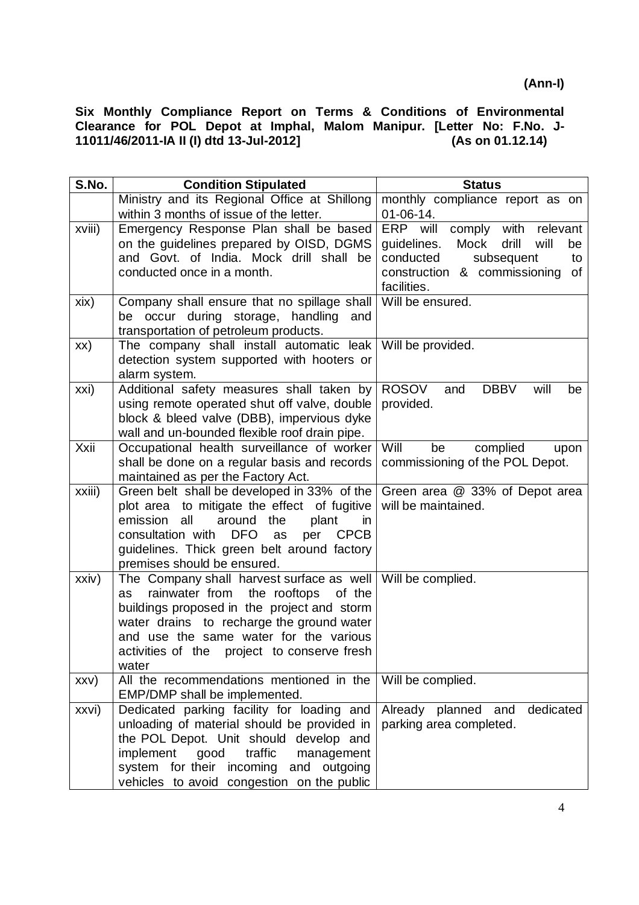**(Ann-I)**

**Six Monthly Compliance Report on Terms & Conditions of Environmental Clearance for POL Depot at Imphal, Malom Manipur. [Letter No: F.No. J-11011/46/2011-IA II (I) dtd 13-Jul-2012] (As on 01.12.14)**

| S.No. | Condition Stipulated | Status |
|---|---|---|
| | Ministry and its Regional Office at Shillong within 3 months of issue of the letter. | monthly compliance report as on 01-06-14. |
| xviii) | Emergency Response Plan shall be based on the guidelines prepared by OISD, DGMS and Govt. of India. Mock drill shall be conducted once in a month. | ERP will comply with relevant guidelines. Mock drill will be conducted subsequent to construction & commissioning of facilities. |
| xix) | Company shall ensure that no spillage shall be occur during storage, handling and transportation of petroleum products. | Will be ensured. |
| xx) | The company shall install automatic leak detection system supported with hooters or alarm system. | Will be provided. |
| xxi) | Additional safety measures shall taken by using remote operated shut off valve, double block & bleed valve (DBB), impervious dyke wall and un-bounded flexible roof drain pipe. | ROSOV and DBBV will be provided. |
| Xxii | Occupational health surveillance of worker shall be done on a regular basis and records maintained as per the Factory Act. | Will be complied upon commissioning of the POL Depot. |
| xxiii) | Green belt shall be developed in 33% of the plot area to mitigate the effect of fugitive emission all around the plant in consultation with DFO as per CPCB guidelines. Thick green belt around factory premises should be ensured. | Green area @ 33% of Depot area will be maintained. |
| xxiv) | The Company shall harvest surface as well as rainwater from the rooftops of the buildings proposed in the project and storm water drains to recharge the ground water and use the same water for the various activities of the project to conserve fresh water | Will be complied. |
| xxv) | All the recommendations mentioned in the EMP/DMP shall be implemented. | Will be complied. |
| xxvi) | Dedicated parking facility for loading and unloading of material should be provided in the POL Depot. Unit should develop and implement good traffic management system for their incoming and outgoing vehicles to avoid congestion on the public | Already planned and dedicated parking area completed. |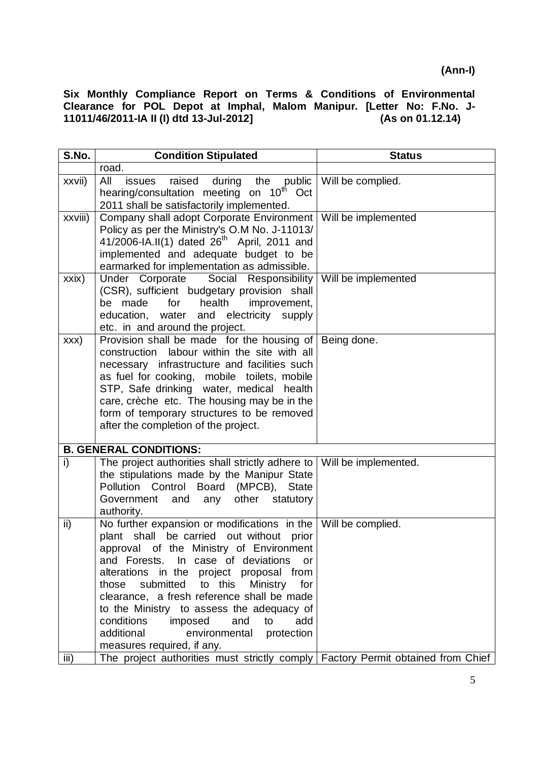**(Ann-I)**

**Six Monthly Compliance Report on Terms & Conditions of Environmental Clearance for POL Depot at Imphal, Malom Manipur. [Letter No: F.No. J-11011/46/2011-IA II (I) dtd 13-Jul-2012] (As on 01.12.14)**

| S.No. | Condition Stipulated | Status |
|---|---|---|
| | road. | |
| xxvii) | All issues raised during the public hearing/consultation meeting on 10th Oct 2011 shall be satisfactorily implemented. | Will be complied. |
| xxviii) | Company shall adopt Corporate Environment Policy as per the Ministry's O.M No. J-11013/ 41/2006-IA.II(1) dated 26th April, 2011 and implemented and adequate budget to be earmarked for implementation as admissible. | Will be implemented |
| xxix) | Under Corporate Social Responsibility (CSR), sufficient budgetary provision shall be made for health improvement, education, water and electricity supply etc. in and around the project. | Will be implemented |
| xxx) | Provision shall be made for the housing of construction labour within the site with all necessary infrastructure and facilities such as fuel for cooking, mobile toilets, mobile STP, Safe drinking water, medical health care, crèche etc. The housing may be in the form of temporary structures to be removed after the completion of the project. | Being done. |
| **B. GENERAL CONDITIONS:** | | |
| i) | The project authorities shall strictly adhere to the stipulations made by the Manipur State Pollution Control Board (MPCB), State Government and any other statutory authority. | Will be implemented. |
| ii) | No further expansion or modifications in the plant shall be carried out without prior approval of the Ministry of Environment and Forests. In case of deviations or alterations in the project proposal from those submitted to this Ministry for clearance, a fresh reference shall be made to the Ministry to assess the adequacy of conditions imposed and to add additional environmental protection measures required, if any. | Will be complied. |
| iii) | The project authorities must strictly comply | Factory Permit obtained from Chief |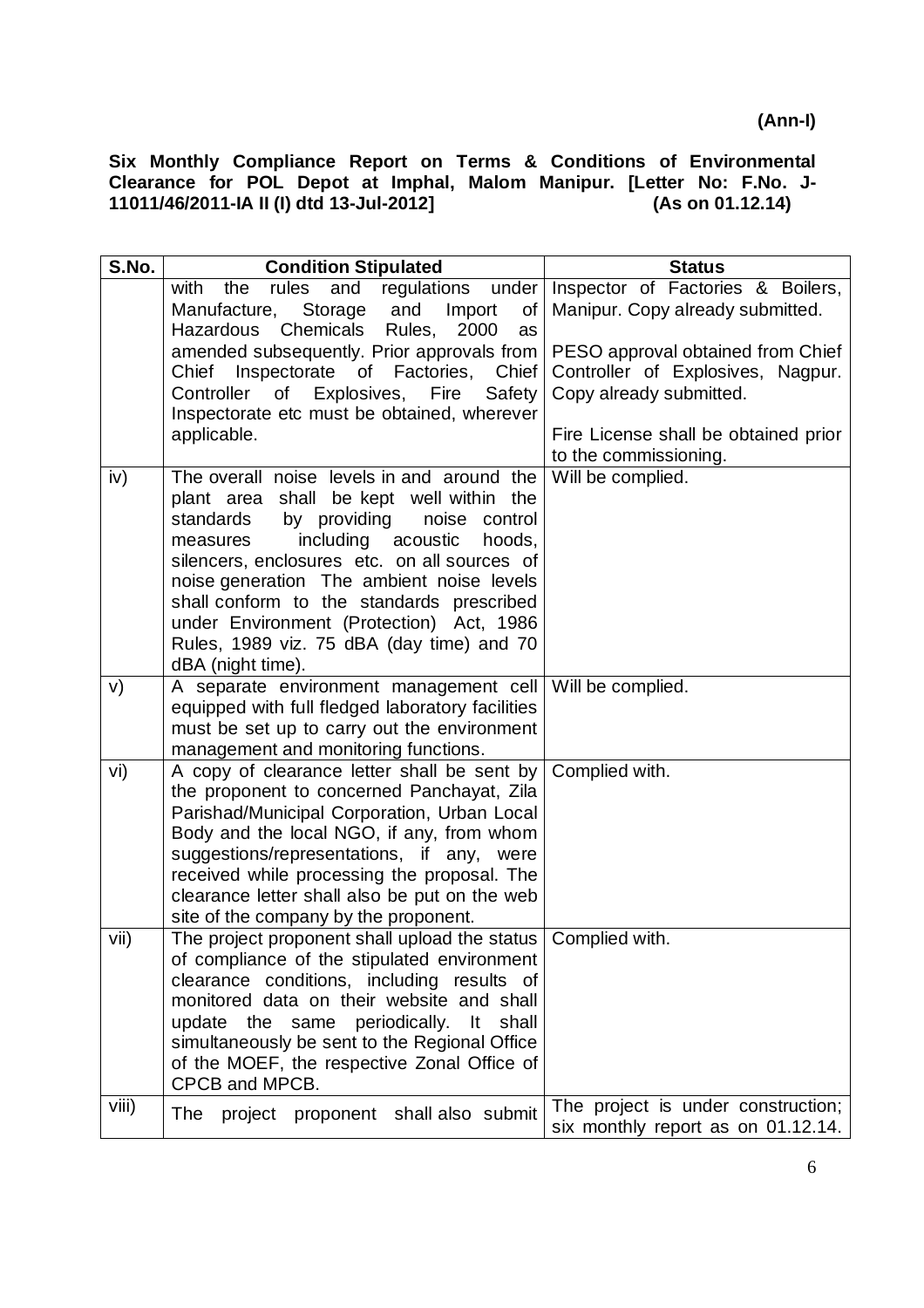**(Ann-I)**

**Six Monthly Compliance Report on Terms & Conditions of Environmental Clearance for POL Depot at Imphal, Malom Manipur. [Letter No: F.No. J-11011/46/2011-IA II (I) dtd 13-Jul-2012] (As on 01.12.14)**

| S.No. | Condition Stipulated | Status |
|---|---|---|
| | with the rules and regulations under Manufacture, Storage and Import of Hazardous Chemicals Rules, 2000 as amended subsequently. Prior approvals from Chief Inspectorate of Factories, Chief Controller of Explosives, Fire Safety Inspectorate etc must be obtained, wherever applicable. | Inspector of Factories & Boilers, Manipur. Copy already submitted.<br><br>PESO approval obtained from Chief Controller of Explosives, Nagpur. Copy already submitted.<br><br>Fire License shall be obtained prior to the commissioning. |
| iv) | The overall noise levels in and around the plant area shall be kept well within the standards by providing noise control measures including acoustic hoods, silencers, enclosures etc. on all sources of noise generation The ambient noise levels shall conform to the standards prescribed under Environment (Protection) Act, 1986 Rules, 1989 viz. 75 dBA (day time) and 70 dBA (night time). | Will be complied. |
| v) | A separate environment management cell equipped with full fledged laboratory facilities must be set up to carry out the environment management and monitoring functions. | Will be complied. |
| vi) | A copy of clearance letter shall be sent by the proponent to concerned Panchayat, Zila Parishad/Municipal Corporation, Urban Local Body and the local NGO, if any, from whom suggestions/representations, if any, were received while processing the proposal. The clearance letter shall also be put on the web site of the company by the proponent. | Complied with. |
| vii) | The project proponent shall upload the status of compliance of the stipulated environment clearance conditions, including results of monitored data on their website and shall update the same periodically. It shall simultaneously be sent to the Regional Office of the MOEF, the respective Zonal Office of CPCB and MPCB. | Complied with. |
| viii) | The project proponent shall also submit | The project is under construction; six monthly report as on 01.12.14. |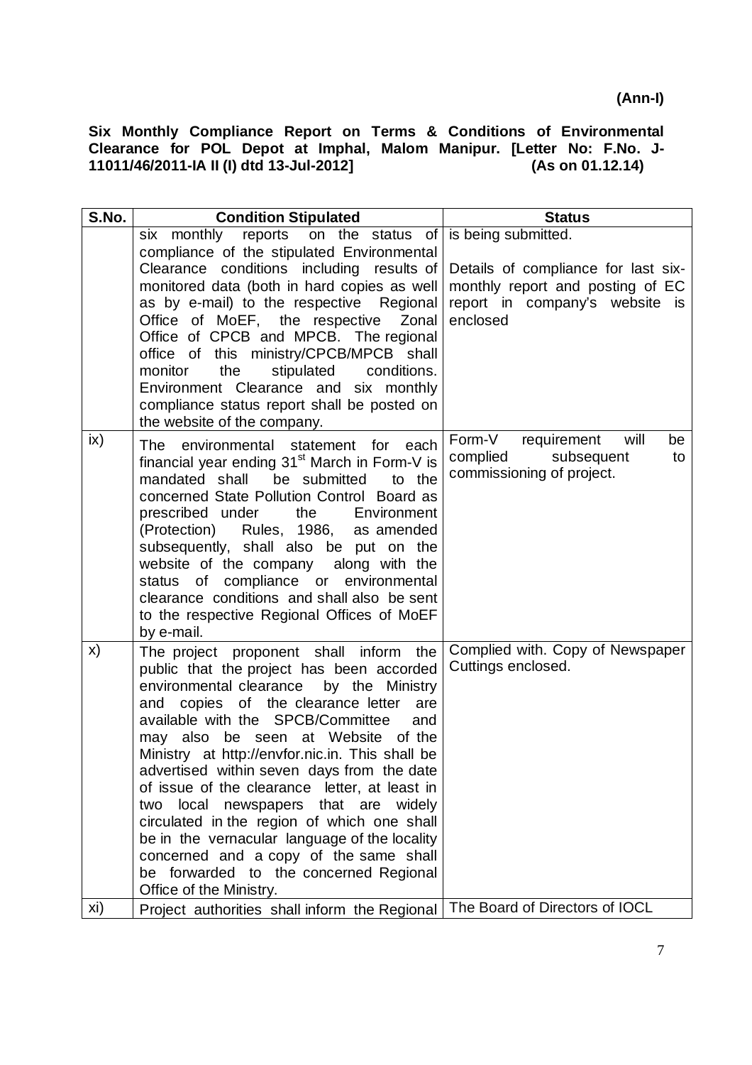**(Ann-I)**

**Six Monthly Compliance Report on Terms & Conditions of Environmental Clearance for POL Depot at Imphal, Malom Manipur. [Letter No: F.No. J-11011/46/2011-IA II (I) dtd 13-Jul-2012] (As on 01.12.14)**

| S.No. | Condition Stipulated | Status |
|---|---|---|
| | six monthly reports on the status of compliance of the stipulated Environmental Clearance conditions including results of monitored data (both in hard copies as well as by e-mail) to the respective Regional Office of MoEF, the respective Zonal Office of CPCB and MPCB. The regional office of this ministry/CPCB/MPCB shall monitor the stipulated conditions. Environment Clearance and six monthly compliance status report shall be posted on the website of the company. | is being submitted.<br><br>Details of compliance for last six-monthly report and posting of EC report in company's website is enclosed |
| ix) | The environmental statement for each financial year ending 31[st] March in Form-V is mandated shall be submitted to the concerned State Pollution Control Board as prescribed under the Environment (Protection) Rules, 1986, as amended subsequently, shall also be put on the website of the company along with the status of compliance or environmental clearance conditions and shall also be sent to the respective Regional Offices of MoEF by e-mail. | Form-V requirement will be complied subsequent to commissioning of project. |
| x) | The project proponent shall inform the public that the project has been accorded environmental clearance by the Ministry and copies of the clearance letter are available with the SPCB/Committee and may also be seen at Website of the Ministry at http://envfor.nic.in. This shall be advertised within seven days from the date of issue of the clearance letter, at least in two local newspapers that are widely circulated in the region of which one shall be in the vernacular language of the locality concerned and a copy of the same shall be forwarded to the concerned Regional Office of the Ministry. | Complied with. Copy of Newspaper Cuttings enclosed. |
| xi) | Project authorities shall inform the Regional | The Board of Directors of IOCL |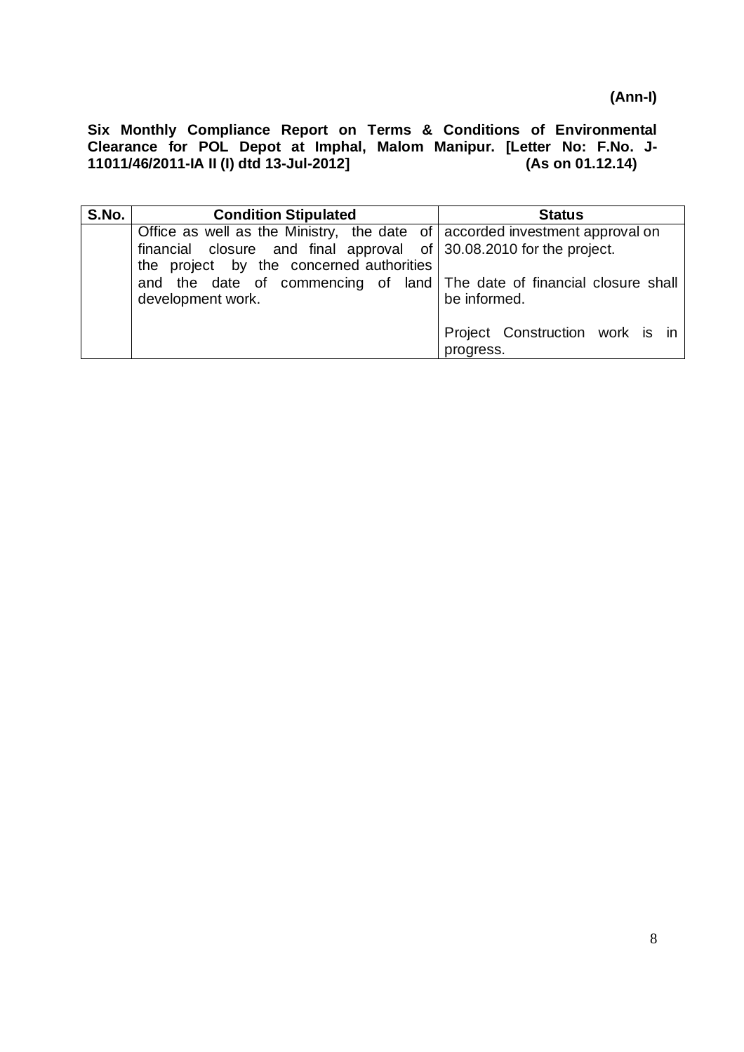**(Ann-I)**

**Six Monthly Compliance Report on Terms & Conditions of Environmental Clearance for POL Depot at Imphal, Malom Manipur. [Letter No: F.No. J-11011/46/2011-IA II (I) dtd 13-Jul-2012] (As on 01.12.14)**

| S.No. | Condition Stipulated | Status |
|---|---|---|
| | Office as well as the Ministry, the date of financial closure and final approval of the project by the concerned authorities and the date of commencing of land development work. | accorded investment approval on 30.08.2010 for the project.<br><br>The date of financial closure shall be informed.<br><br>Project Construction work is in progress. |